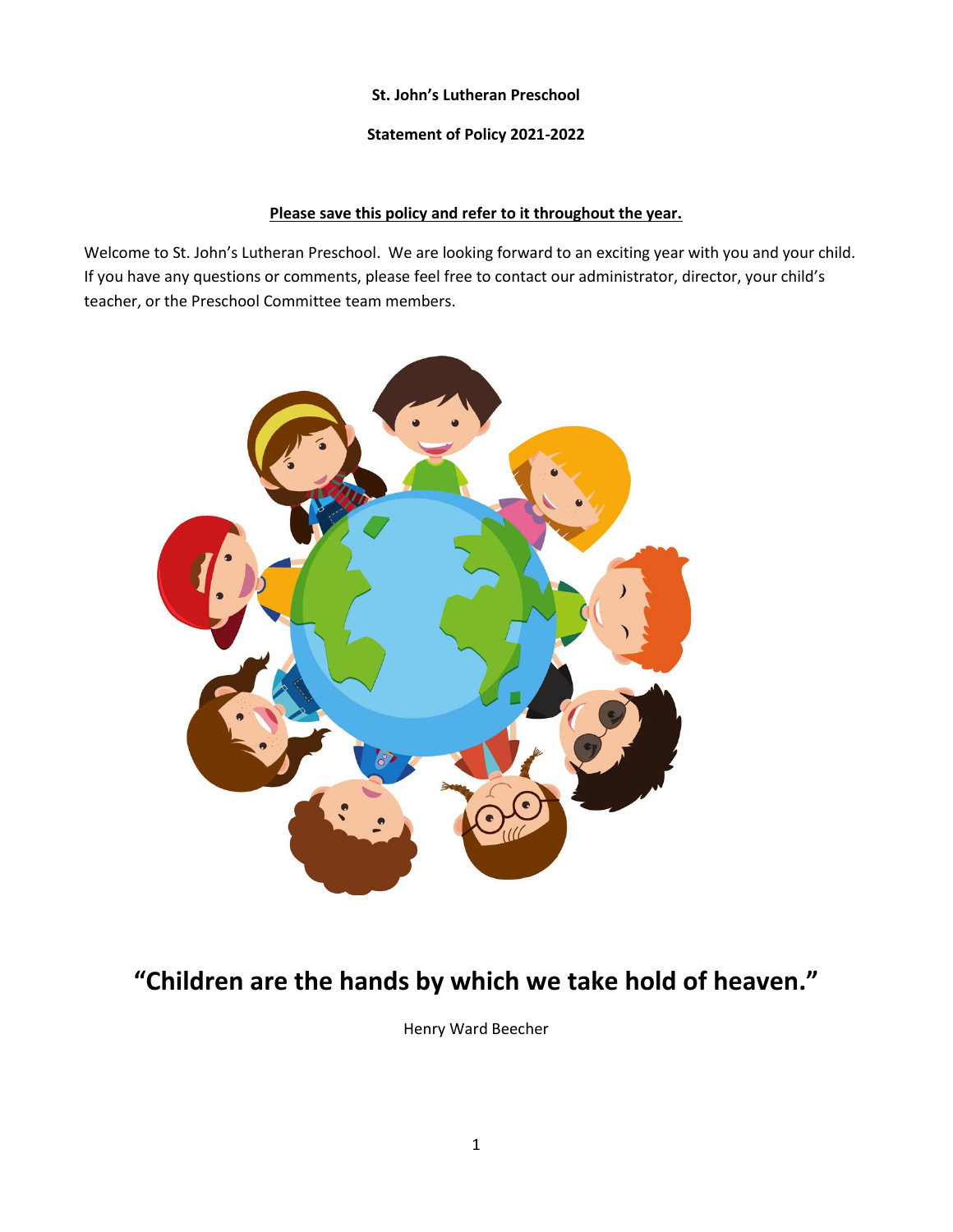**St. John's Lutheran Preschool**

**Statement of Policy 2021-2022**

**Please save this policy and refer to it throughout the year.**

Welcome to St. John's Lutheran Preschool. We are looking forward to an exciting year with you and your child. If you have any questions or comments, please feel free to contact our administrator, director, your child's teacher, or the Preschool Committee team members.

# "Children are the hands by which we take hold of heaven."

Henry Ward Beecher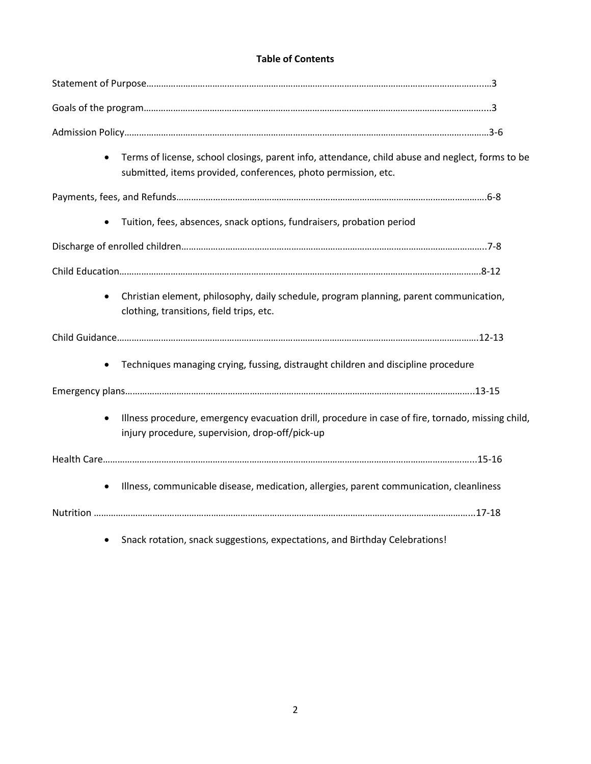**Table of Contents**

Statement of Purpose……………………………………………………………………………………………………………………......3

Goals of the program……………………………………………………………………………………………………………………....3

Admission Policy…………………………………………………………………………………………………………………………..……3-6

- Terms of license, school closings, parent info, attendance, child abuse and neglect, forms to be submitted, items provided, conferences, photo permission, etc.

Payments, fees, and Refunds……………………………………………………………………………………………………………6-8

- Tuition, fees, absences, snack options, fundraisers, probation period

Discharge of enrolled children……………………………………………………………………………………………………..7-8

Child Education……………………………………………………………………………………………………………………………8-12

- Christian element, philosophy, daily schedule, program planning, parent communication, clothing, transitions, field trips, etc.

Child Guidance……………………………………………………………………………………………………………………………….12-13

- Techniques managing crying, fussing, distraught children and discipline procedure

Emergency plans…………………………………………………………………………………………………………………………..13-15

- Illness procedure, emergency evacuation drill, procedure in case of fire, tornado, missing child, injury procedure, supervision, drop-off/pick-up

Health Care……………………………………………………………………………………………………………………………………..15-16

- Illness, communicable disease, medication, allergies, parent communication, cleanliness

Nutrition ……………………………………………………………………………………………………………………………………..17-18

- Snack rotation, snack suggestions, expectations, and Birthday Celebrations!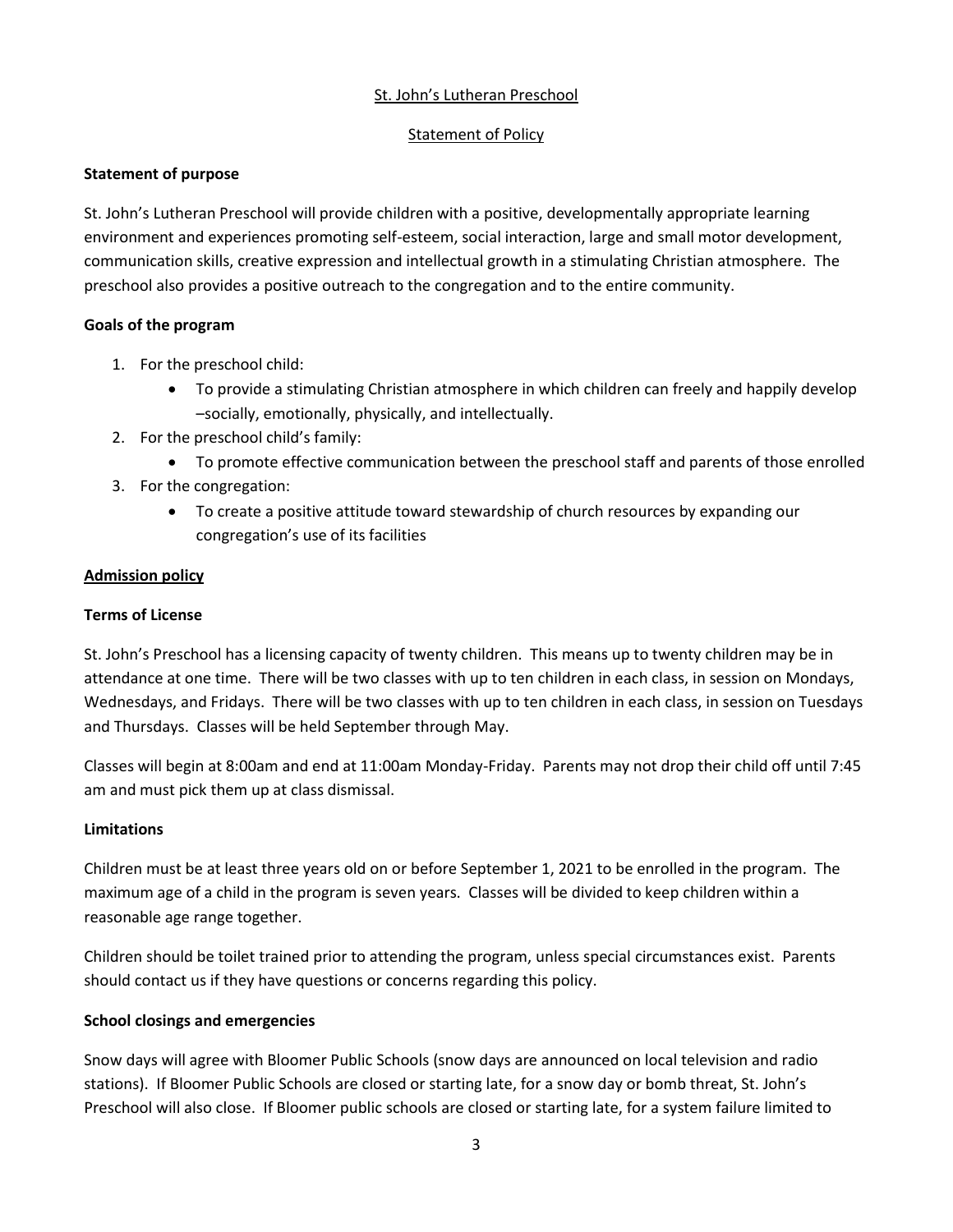St. John's Lutheran Preschool

Statement of Policy

**Statement of purpose**

St. John's Lutheran Preschool will provide children with a positive, developmentally appropriate learning environment and experiences promoting self-esteem, social interaction, large and small motor development, communication skills, creative expression and intellectual growth in a stimulating Christian atmosphere. The preschool also provides a positive outreach to the congregation and to the entire community.

**Goals of the program**

1. For the preschool child:
   - To provide a stimulating Christian atmosphere in which children can freely and happily develop –socially, emotionally, physically, and intellectually.
2. For the preschool child's family:
   - To promote effective communication between the preschool staff and parents of those enrolled
3. For the congregation:
   - To create a positive attitude toward stewardship of church resources by expanding our congregation's use of its facilities

**Admission policy**

**Terms of License**

St. John's Preschool has a licensing capacity of twenty children. This means up to twenty children may be in attendance at one time. There will be two classes with up to ten children in each class, in session on Mondays, Wednesdays, and Fridays. There will be two classes with up to ten children in each class, in session on Tuesdays and Thursdays. Classes will be held September through May.

Classes will begin at 8:00am and end at 11:00am Monday-Friday. Parents may not drop their child off until 7:45 am and must pick them up at class dismissal.

**Limitations**

Children must be at least three years old on or before September 1, 2021 to be enrolled in the program. The maximum age of a child in the program is seven years. Classes will be divided to keep children within a reasonable age range together.

Children should be toilet trained prior to attending the program, unless special circumstances exist. Parents should contact us if they have questions or concerns regarding this policy.

**School closings and emergencies**

Snow days will agree with Bloomer Public Schools (snow days are announced on local television and radio stations). If Bloomer Public Schools are closed or starting late, for a snow day or bomb threat, St. John's Preschool will also close. If Bloomer public schools are closed or starting late, for a system failure limited to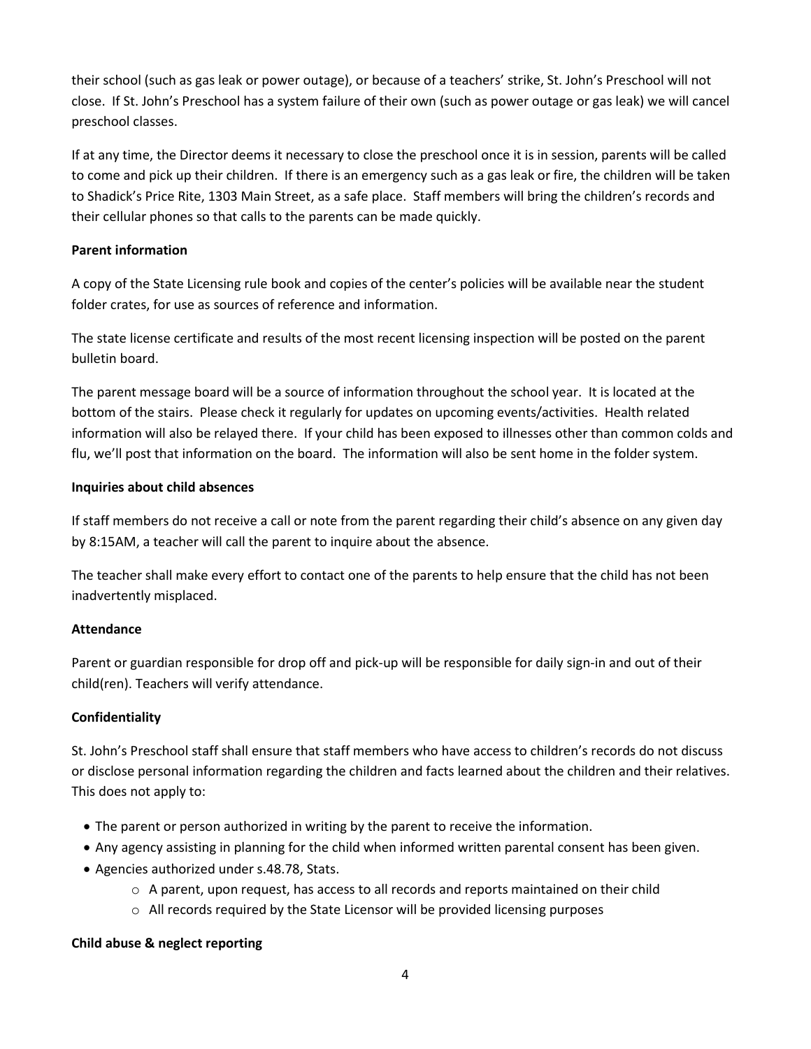their school (such as gas leak or power outage), or because of a teachers' strike, St. John's Preschool will not close. If St. John's Preschool has a system failure of their own (such as power outage or gas leak) we will cancel preschool classes.

If at any time, the Director deems it necessary to close the preschool once it is in session, parents will be called to come and pick up their children. If there is an emergency such as a gas leak or fire, the children will be taken to Shadick's Price Rite, 1303 Main Street, as a safe place. Staff members will bring the children's records and their cellular phones so that calls to the parents can be made quickly.

**Parent information**

A copy of the State Licensing rule book and copies of the center's policies will be available near the student folder crates, for use as sources of reference and information.

The state license certificate and results of the most recent licensing inspection will be posted on the parent bulletin board.

The parent message board will be a source of information throughout the school year. It is located at the bottom of the stairs. Please check it regularly for updates on upcoming events/activities. Health related information will also be relayed there. If your child has been exposed to illnesses other than common colds and flu, we'll post that information on the board. The information will also be sent home in the folder system.

**Inquiries about child absences**

If staff members do not receive a call or note from the parent regarding their child's absence on any given day by 8:15AM, a teacher will call the parent to inquire about the absence.

The teacher shall make every effort to contact one of the parents to help ensure that the child has not been inadvertently misplaced.

**Attendance**

Parent or guardian responsible for drop off and pick-up will be responsible for daily sign-in and out of their child(ren). Teachers will verify attendance.

**Confidentiality**

St. John's Preschool staff shall ensure that staff members who have access to children's records do not discuss or disclose personal information regarding the children and facts learned about the children and their relatives. This does not apply to:

- The parent or person authorized in writing by the parent to receive the information.
- Any agency assisting in planning for the child when informed written parental consent has been given.
- Agencies authorized under s.48.78, Stats.
  - A parent, upon request, has access to all records and reports maintained on their child
  - All records required by the State Licensor will be provided licensing purposes

**Child abuse & neglect reporting**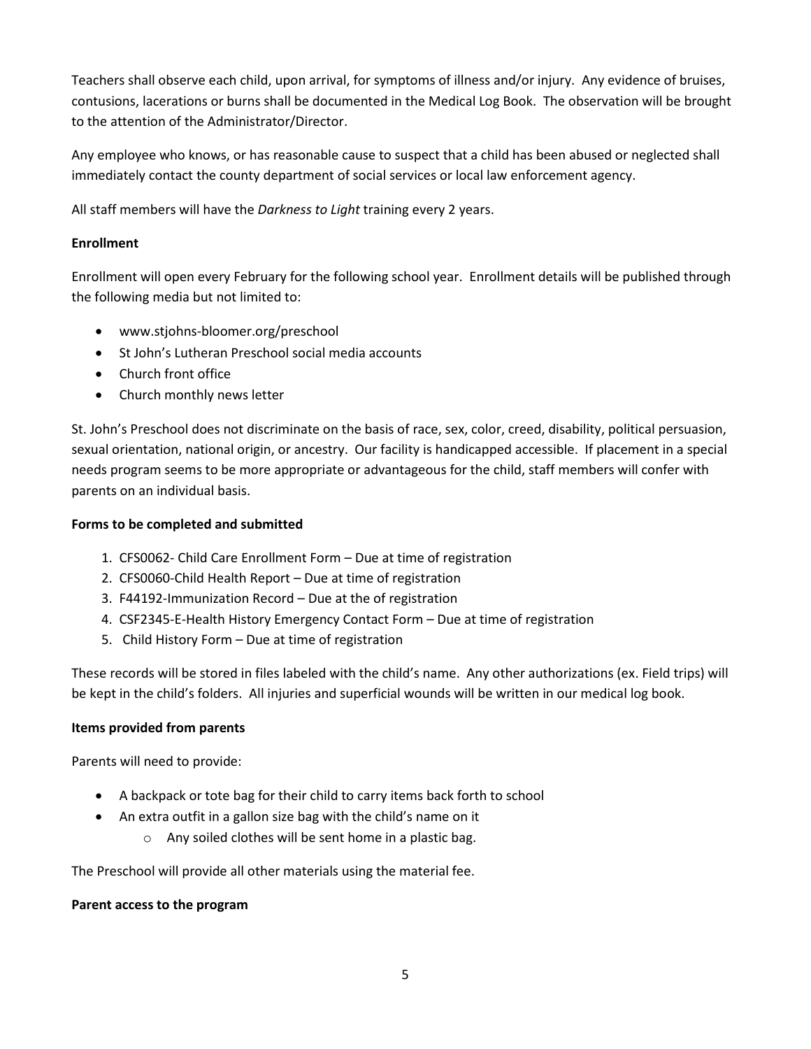Teachers shall observe each child, upon arrival, for symptoms of illness and/or injury. Any evidence of bruises, contusions, lacerations or burns shall be documented in the Medical Log Book. The observation will be brought to the attention of the Administrator/Director.

Any employee who knows, or has reasonable cause to suspect that a child has been abused or neglected shall immediately contact the county department of social services or local law enforcement agency.

All staff members will have the *Darkness to Light* training every 2 years.

**Enrollment**

Enrollment will open every February for the following school year. Enrollment details will be published through the following media but not limited to:

- www.stjohns-bloomer.org/preschool
- St John's Lutheran Preschool social media accounts
- Church front office
- Church monthly news letter

St. John's Preschool does not discriminate on the basis of race, sex, color, creed, disability, political persuasion, sexual orientation, national origin, or ancestry. Our facility is handicapped accessible. If placement in a special needs program seems to be more appropriate or advantageous for the child, staff members will confer with parents on an individual basis.

**Forms to be completed and submitted**

1. CFS0062- Child Care Enrollment Form – Due at time of registration
2. CFS0060-Child Health Report – Due at time of registration
3. F44192-Immunization Record – Due at the of registration
4. CSF2345-E-Health History Emergency Contact Form – Due at time of registration
5. Child History Form – Due at time of registration

These records will be stored in files labeled with the child's name. Any other authorizations (ex. Field trips) will be kept in the child's folders. All injuries and superficial wounds will be written in our medical log book.

**Items provided from parents**

Parents will need to provide:

- A backpack or tote bag for their child to carry items back forth to school
- An extra outfit in a gallon size bag with the child's name on it
  - Any soiled clothes will be sent home in a plastic bag.

The Preschool will provide all other materials using the material fee.

**Parent access to the program**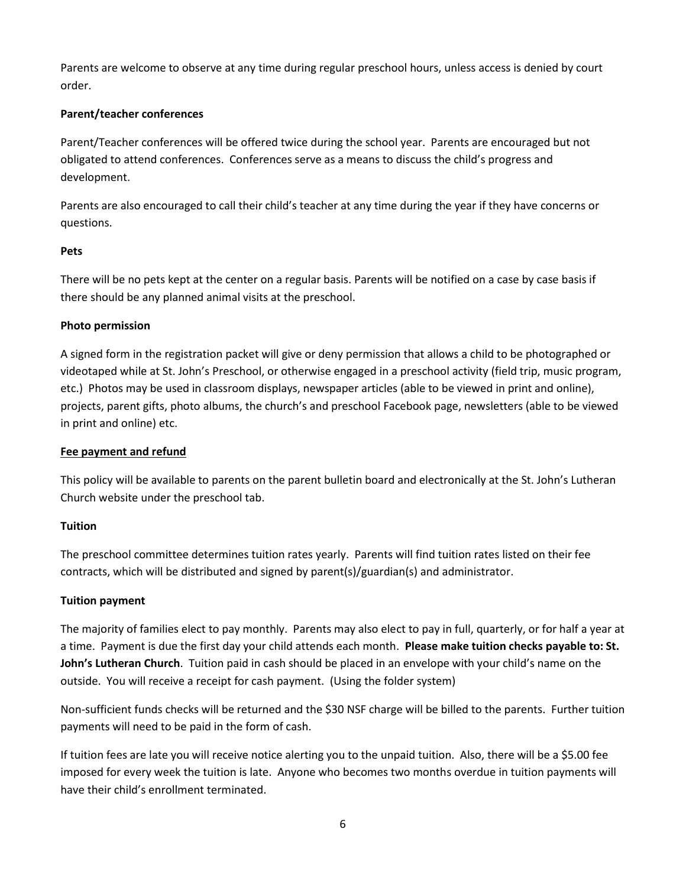Parents are welcome to observe at any time during regular preschool hours, unless access is denied by court order.

**Parent/teacher conferences**

Parent/Teacher conferences will be offered twice during the school year. Parents are encouraged but not obligated to attend conferences. Conferences serve as a means to discuss the child's progress and development.

Parents are also encouraged to call their child's teacher at any time during the year if they have concerns or questions.

**Pets**

There will be no pets kept at the center on a regular basis. Parents will be notified on a case by case basis if there should be any planned animal visits at the preschool.

**Photo permission**

A signed form in the registration packet will give or deny permission that allows a child to be photographed or videotaped while at St. John's Preschool, or otherwise engaged in a preschool activity (field trip, music program, etc.) Photos may be used in classroom displays, newspaper articles (able to be viewed in print and online), projects, parent gifts, photo albums, the church's and preschool Facebook page, newsletters (able to be viewed in print and online) etc.

**<u>Fee payment and refund</u>**

This policy will be available to parents on the parent bulletin board and electronically at the St. John's Lutheran Church website under the preschool tab.

**Tuition**

The preschool committee determines tuition rates yearly. Parents will find tuition rates listed on their fee contracts, which will be distributed and signed by parent(s)/guardian(s) and administrator.

**Tuition payment**

The majority of families elect to pay monthly. Parents may also elect to pay in full, quarterly, or for half a year at a time. Payment is due the first day your child attends each month. **Please make tuition checks payable to: St. John's Lutheran Church**. Tuition paid in cash should be placed in an envelope with your child's name on the outside. You will receive a receipt for cash payment. (Using the folder system)

Non-sufficient funds checks will be returned and the $30 NSF charge will be billed to the parents. Further tuition payments will need to be paid in the form of cash.

If tuition fees are late you will receive notice alerting you to the unpaid tuition. Also, there will be a $5.00 fee imposed for every week the tuition is late. Anyone who becomes two months overdue in tuition payments will have their child's enrollment terminated.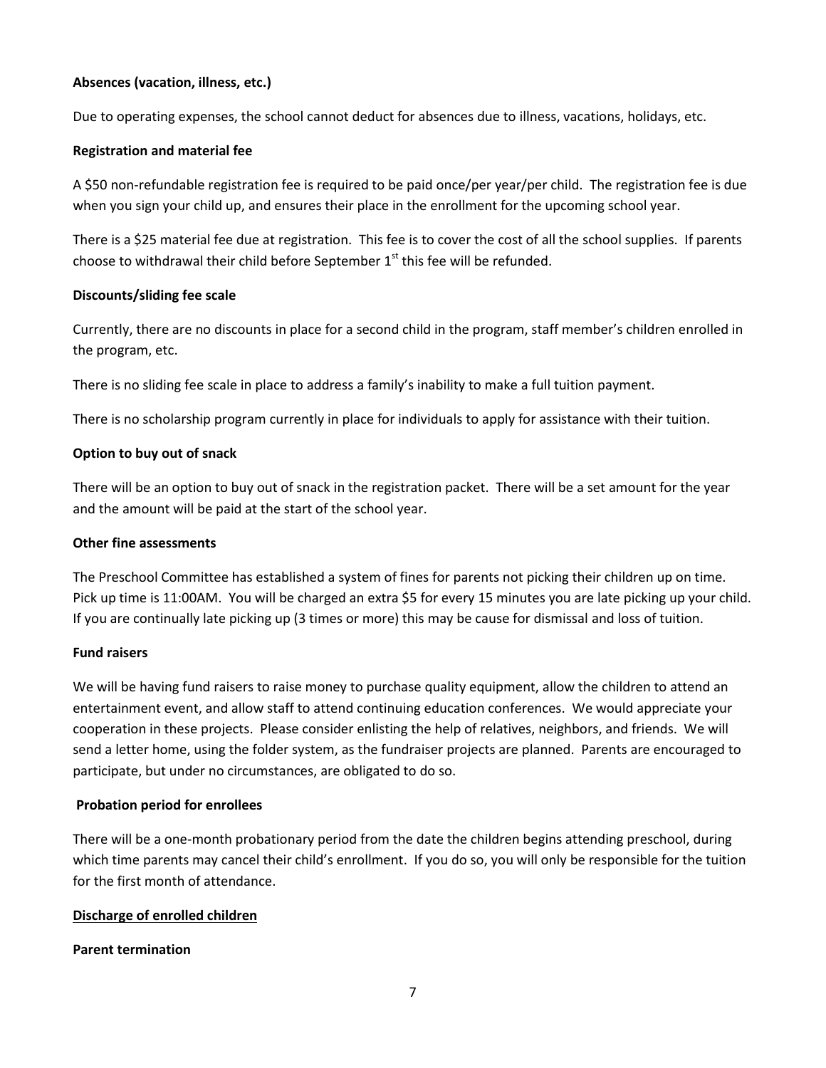**Absences (vacation, illness, etc.)**

Due to operating expenses, the school cannot deduct for absences due to illness, vacations, holidays, etc.

**Registration and material fee**

A $50 non-refundable registration fee is required to be paid once/per year/per child. The registration fee is due when you sign your child up, and ensures their place in the enrollment for the upcoming school year.

There is a $25 material fee due at registration. This fee is to cover the cost of all the school supplies. If parents choose to withdrawal their child before September 1st this fee will be refunded.

**Discounts/sliding fee scale**

Currently, there are no discounts in place for a second child in the program, staff member's children enrolled in the program, etc.

There is no sliding fee scale in place to address a family's inability to make a full tuition payment.

There is no scholarship program currently in place for individuals to apply for assistance with their tuition.

**Option to buy out of snack**

There will be an option to buy out of snack in the registration packet. There will be a set amount for the year and the amount will be paid at the start of the school year.

**Other fine assessments**

The Preschool Committee has established a system of fines for parents not picking their children up on time. Pick up time is 11:00AM. You will be charged an extra $5 for every 15 minutes you are late picking up your child. If you are continually late picking up (3 times or more) this may be cause for dismissal and loss of tuition.

**Fund raisers**

We will be having fund raisers to raise money to purchase quality equipment, allow the children to attend an entertainment event, and allow staff to attend continuing education conferences. We would appreciate your cooperation in these projects. Please consider enlisting the help of relatives, neighbors, and friends. We will send a letter home, using the folder system, as the fundraiser projects are planned. Parents are encouraged to participate, but under no circumstances, are obligated to do so.

**Probation period for enrollees**

There will be a one-month probationary period from the date the children begins attending preschool, during which time parents may cancel their child's enrollment. If you do so, you will only be responsible for the tuition for the first month of attendance.

**<u>Discharge of enrolled children</u>**

**Parent termination**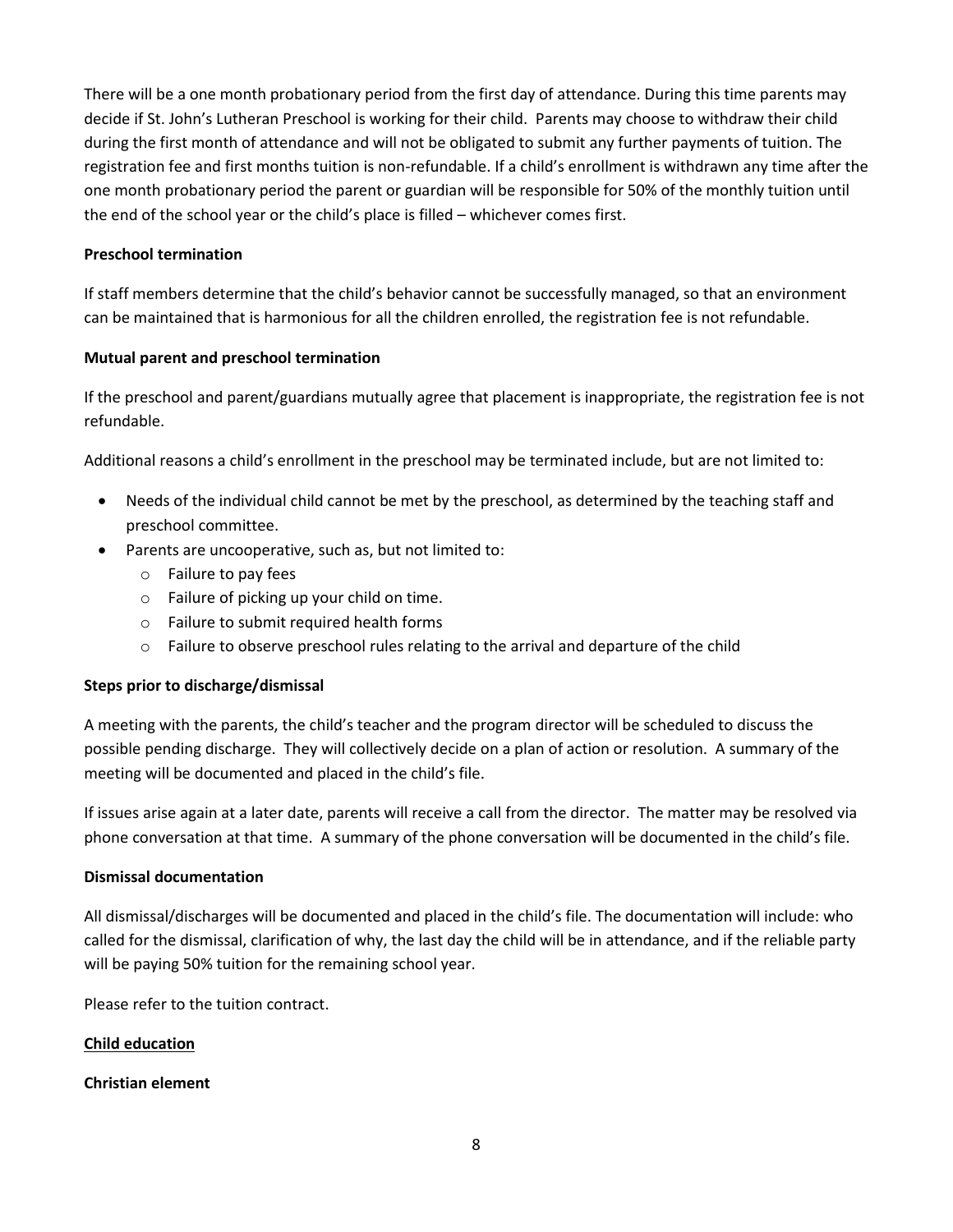There will be a one month probationary period from the first day of attendance. During this time parents may decide if St. John's Lutheran Preschool is working for their child. Parents may choose to withdraw their child during the first month of attendance and will not be obligated to submit any further payments of tuition. The registration fee and first months tuition is non-refundable. If a child's enrollment is withdrawn any time after the one month probationary period the parent or guardian will be responsible for 50% of the monthly tuition until the end of the school year or the child's place is filled – whichever comes first.

**Preschool termination**

If staff members determine that the child's behavior cannot be successfully managed, so that an environment can be maintained that is harmonious for all the children enrolled, the registration fee is not refundable.

**Mutual parent and preschool termination**

If the preschool and parent/guardians mutually agree that placement is inappropriate, the registration fee is not refundable.

Additional reasons a child's enrollment in the preschool may be terminated include, but are not limited to:

- Needs of the individual child cannot be met by the preschool, as determined by the teaching staff and preschool committee.
- Parents are uncooperative, such as, but not limited to:
  - Failure to pay fees
  - Failure of picking up your child on time.
  - Failure to submit required health forms
  - Failure to observe preschool rules relating to the arrival and departure of the child

**Steps prior to discharge/dismissal**

A meeting with the parents, the child's teacher and the program director will be scheduled to discuss the possible pending discharge. They will collectively decide on a plan of action or resolution. A summary of the meeting will be documented and placed in the child's file.

If issues arise again at a later date, parents will receive a call from the director. The matter may be resolved via phone conversation at that time. A summary of the phone conversation will be documented in the child's file.

**Dismissal documentation**

All dismissal/discharges will be documented and placed in the child's file. The documentation will include: who called for the dismissal, clarification of why, the last day the child will be in attendance, and if the reliable party will be paying 50% tuition for the remaining school year.

Please refer to the tuition contract.

**Child education**

**Christian element**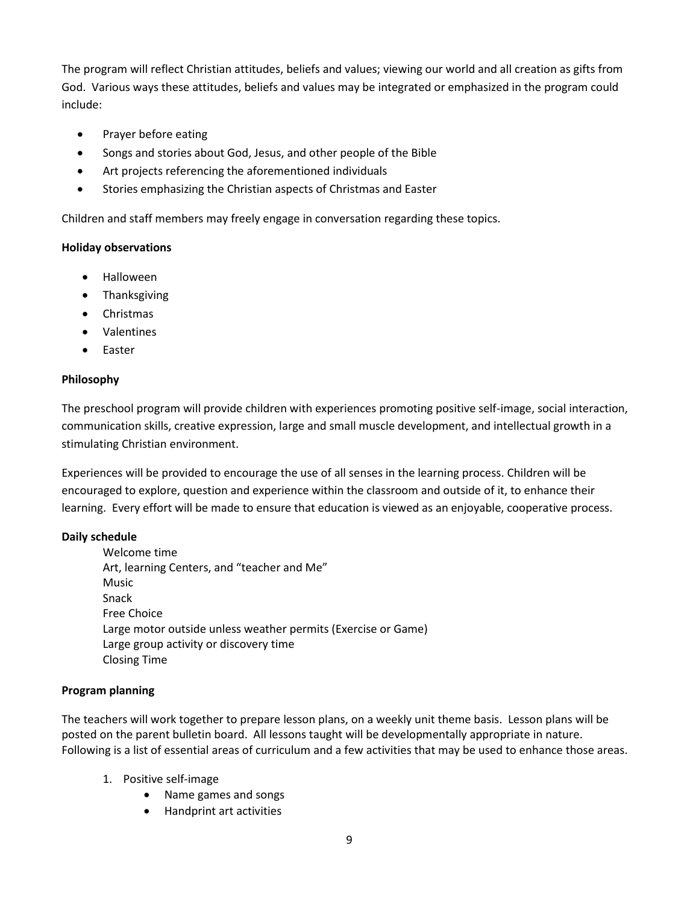The program will reflect Christian attitudes, beliefs and values; viewing our world and all creation as gifts from God. Various ways these attitudes, beliefs and values may be integrated or emphasized in the program could include:

- Prayer before eating
- Songs and stories about God, Jesus, and other people of the Bible
- Art projects referencing the aforementioned individuals
- Stories emphasizing the Christian aspects of Christmas and Easter

Children and staff members may freely engage in conversation regarding these topics.

**Holiday observations**

- Halloween
- Thanksgiving
- Christmas
- Valentines
- Easter

**Philosophy**

The preschool program will provide children with experiences promoting positive self-image, social interaction, communication skills, creative expression, large and small muscle development, and intellectual growth in a stimulating Christian environment.

Experiences will be provided to encourage the use of all senses in the learning process. Children will be encouraged to explore, question and experience within the classroom and outside of it, to enhance their learning. Every effort will be made to ensure that education is viewed as an enjoyable, cooperative process.

**Daily schedule**

Welcome time
Art, learning Centers, and "teacher and Me"
Music
Snack
Free Choice
Large motor outside unless weather permits (Exercise or Game)
Large group activity or discovery time
Closing Time

**Program planning**

The teachers will work together to prepare lesson plans, on a weekly unit theme basis. Lesson plans will be posted on the parent bulletin board. All lessons taught will be developmentally appropriate in nature. Following is a list of essential areas of curriculum and a few activities that may be used to enhance those areas.

1. Positive self-image
   - Name games and songs
   - Handprint art activities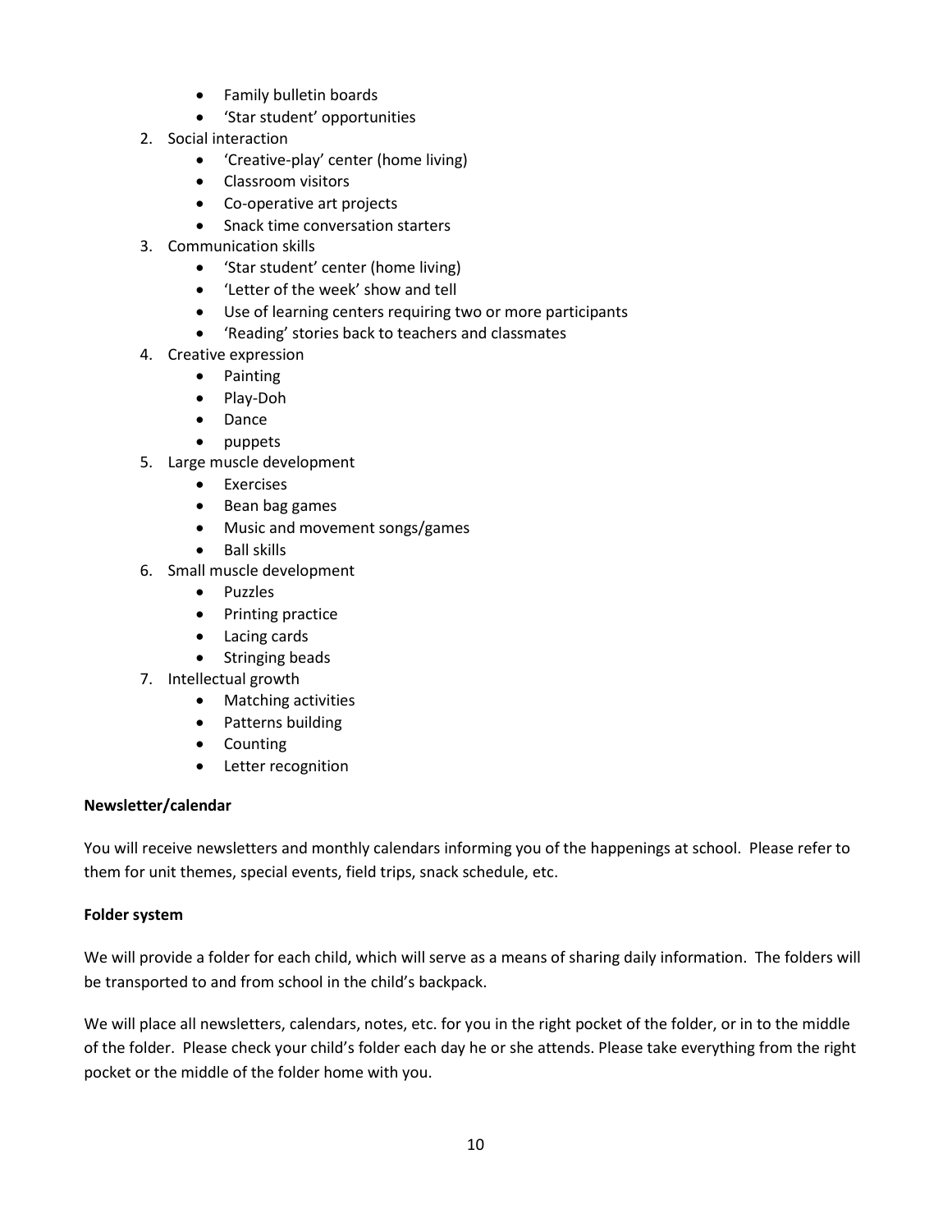- Family bulletin boards
- 'Star student' opportunities

2. Social interaction
   - 'Creative-play' center (home living)
   - Classroom visitors
   - Co-operative art projects
   - Snack time conversation starters
3. Communication skills
   - 'Star student' center (home living)
   - 'Letter of the week' show and tell
   - Use of learning centers requiring two or more participants
   - 'Reading' stories back to teachers and classmates
4. Creative expression
   - Painting
   - Play-Doh
   - Dance
   - puppets
5. Large muscle development
   - Exercises
   - Bean bag games
   - Music and movement songs/games
   - Ball skills
6. Small muscle development
   - Puzzles
   - Printing practice
   - Lacing cards
   - Stringing beads
7. Intellectual growth
   - Matching activities
   - Patterns building
   - Counting
   - Letter recognition

**Newsletter/calendar**

You will receive newsletters and monthly calendars informing you of the happenings at school. Please refer to them for unit themes, special events, field trips, snack schedule, etc.

**Folder system**

We will provide a folder for each child, which will serve as a means of sharing daily information. The folders will be transported to and from school in the child's backpack.

We will place all newsletters, calendars, notes, etc. for you in the right pocket of the folder, or in to the middle of the folder. Please check your child's folder each day he or she attends. Please take everything from the right pocket or the middle of the folder home with you.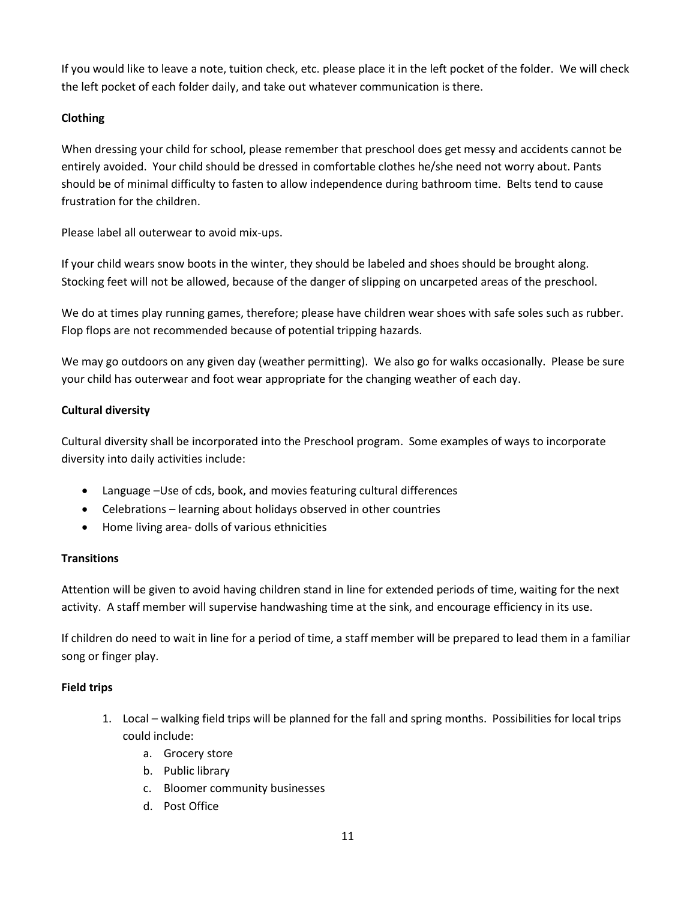If you would like to leave a note, tuition check, etc. please place it in the left pocket of the folder. We will check the left pocket of each folder daily, and take out whatever communication is there.

**Clothing**

When dressing your child for school, please remember that preschool does get messy and accidents cannot be entirely avoided. Your child should be dressed in comfortable clothes he/she need not worry about. Pants should be of minimal difficulty to fasten to allow independence during bathroom time. Belts tend to cause frustration for the children.

Please label all outerwear to avoid mix-ups.

If your child wears snow boots in the winter, they should be labeled and shoes should be brought along. Stocking feet will not be allowed, because of the danger of slipping on uncarpeted areas of the preschool.

We do at times play running games, therefore; please have children wear shoes with safe soles such as rubber. Flop flops are not recommended because of potential tripping hazards.

We may go outdoors on any given day (weather permitting). We also go for walks occasionally. Please be sure your child has outerwear and foot wear appropriate for the changing weather of each day.

**Cultural diversity**

Cultural diversity shall be incorporated into the Preschool program. Some examples of ways to incorporate diversity into daily activities include:

- Language –Use of cds, book, and movies featuring cultural differences
- Celebrations – learning about holidays observed in other countries
- Home living area- dolls of various ethnicities

**Transitions**

Attention will be given to avoid having children stand in line for extended periods of time, waiting for the next activity. A staff member will supervise handwashing time at the sink, and encourage efficiency in its use.

If children do need to wait in line for a period of time, a staff member will be prepared to lead them in a familiar song or finger play.

**Field trips**

1. Local – walking field trips will be planned for the fall and spring months. Possibilities for local trips could include:
    a. Grocery store
    b. Public library
    c. Bloomer community businesses
    d. Post Office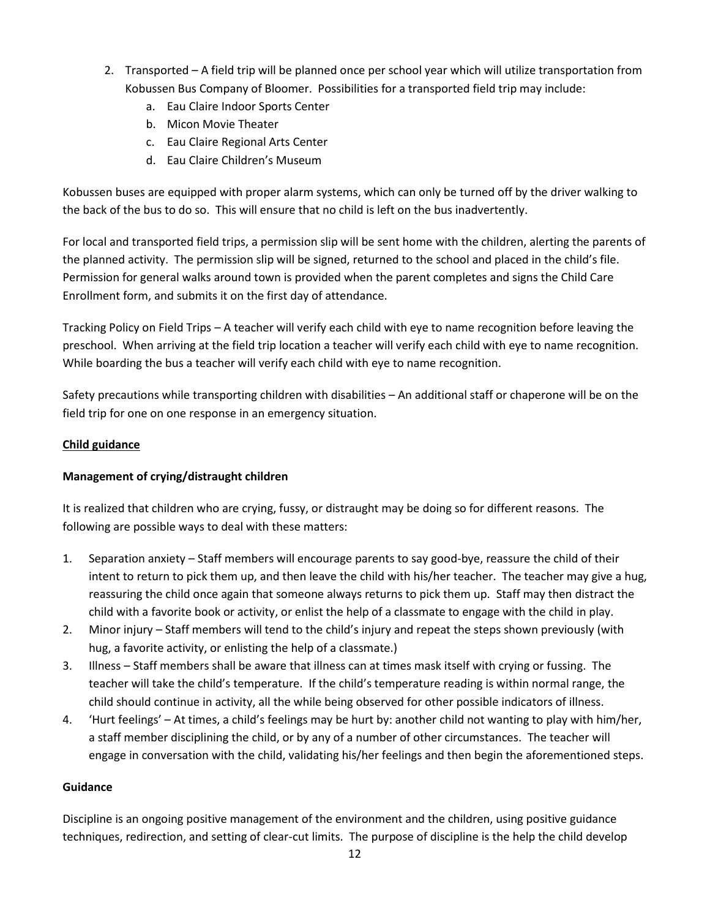2. Transported – A field trip will be planned once per school year which will utilize transportation from Kobussen Bus Company of Bloomer. Possibilities for a transported field trip may include:
    a. Eau Claire Indoor Sports Center
    b. Micon Movie Theater
    c. Eau Claire Regional Arts Center
    d. Eau Claire Children's Museum

Kobussen buses are equipped with proper alarm systems, which can only be turned off by the driver walking to the back of the bus to do so. This will ensure that no child is left on the bus inadvertently.

For local and transported field trips, a permission slip will be sent home with the children, alerting the parents of the planned activity. The permission slip will be signed, returned to the school and placed in the child's file. Permission for general walks around town is provided when the parent completes and signs the Child Care Enrollment form, and submits it on the first day of attendance.

Tracking Policy on Field Trips – A teacher will verify each child with eye to name recognition before leaving the preschool. When arriving at the field trip location a teacher will verify each child with eye to name recognition. While boarding the bus a teacher will verify each child with eye to name recognition.

Safety precautions while transporting children with disabilities – An additional staff or chaperone will be on the field trip for one on one response in an emergency situation.

## Child guidance

### Management of crying/distraught children

It is realized that children who are crying, fussy, or distraught may be doing so for different reasons. The following are possible ways to deal with these matters:

1. Separation anxiety – Staff members will encourage parents to say good-bye, reassure the child of their intent to return to pick them up, and then leave the child with his/her teacher. The teacher may give a hug, reassuring the child once again that someone always returns to pick them up. Staff may then distract the child with a favorite book or activity, or enlist the help of a classmate to engage with the child in play.
2. Minor injury – Staff members will tend to the child's injury and repeat the steps shown previously (with hug, a favorite activity, or enlisting the help of a classmate.)
3. Illness – Staff members shall be aware that illness can at times mask itself with crying or fussing. The teacher will take the child's temperature. If the child's temperature reading is within normal range, the child should continue in activity, all the while being observed for other possible indicators of illness.
4. 'Hurt feelings' – At times, a child's feelings may be hurt by: another child not wanting to play with him/her, a staff member disciplining the child, or by any of a number of other circumstances. The teacher will engage in conversation with the child, validating his/her feelings and then begin the aforementioned steps.

### Guidance

Discipline is an ongoing positive management of the environment and the children, using positive guidance techniques, redirection, and setting of clear-cut limits. The purpose of discipline is the help the child develop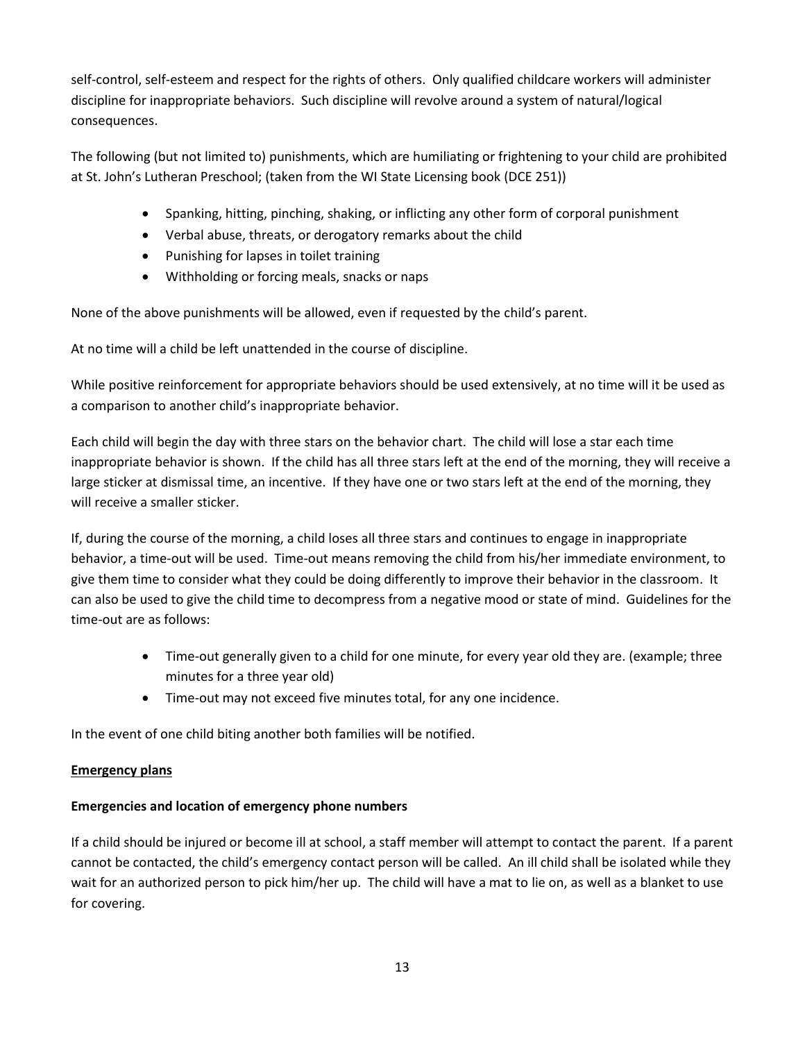self-control, self-esteem and respect for the rights of others. Only qualified childcare workers will administer discipline for inappropriate behaviors. Such discipline will revolve around a system of natural/logical consequences.

The following (but not limited to) punishments, which are humiliating or frightening to your child are prohibited at St. John's Lutheran Preschool; (taken from the WI State Licensing book (DCE 251))

- Spanking, hitting, pinching, shaking, or inflicting any other form of corporal punishment
- Verbal abuse, threats, or derogatory remarks about the child
- Punishing for lapses in toilet training
- Withholding or forcing meals, snacks or naps

None of the above punishments will be allowed, even if requested by the child's parent.

At no time will a child be left unattended in the course of discipline.

While positive reinforcement for appropriate behaviors should be used extensively, at no time will it be used as a comparison to another child's inappropriate behavior.

Each child will begin the day with three stars on the behavior chart. The child will lose a star each time inappropriate behavior is shown. If the child has all three stars left at the end of the morning, they will receive a large sticker at dismissal time, an incentive. If they have one or two stars left at the end of the morning, they will receive a smaller sticker.

If, during the course of the morning, a child loses all three stars and continues to engage in inappropriate behavior, a time-out will be used. Time-out means removing the child from his/her immediate environment, to give them time to consider what they could be doing differently to improve their behavior in the classroom. It can also be used to give the child time to decompress from a negative mood or state of mind. Guidelines for the time-out are as follows:

- Time-out generally given to a child for one minute, for every year old they are. (example; three minutes for a three year old)
- Time-out may not exceed five minutes total, for any one incidence.

In the event of one child biting another both families will be notified.

## Emergency plans

### Emergencies and location of emergency phone numbers

If a child should be injured or become ill at school, a staff member will attempt to contact the parent. If a parent cannot be contacted, the child's emergency contact person will be called. An ill child shall be isolated while they wait for an authorized person to pick him/her up. The child will have a mat to lie on, as well as a blanket to use for covering.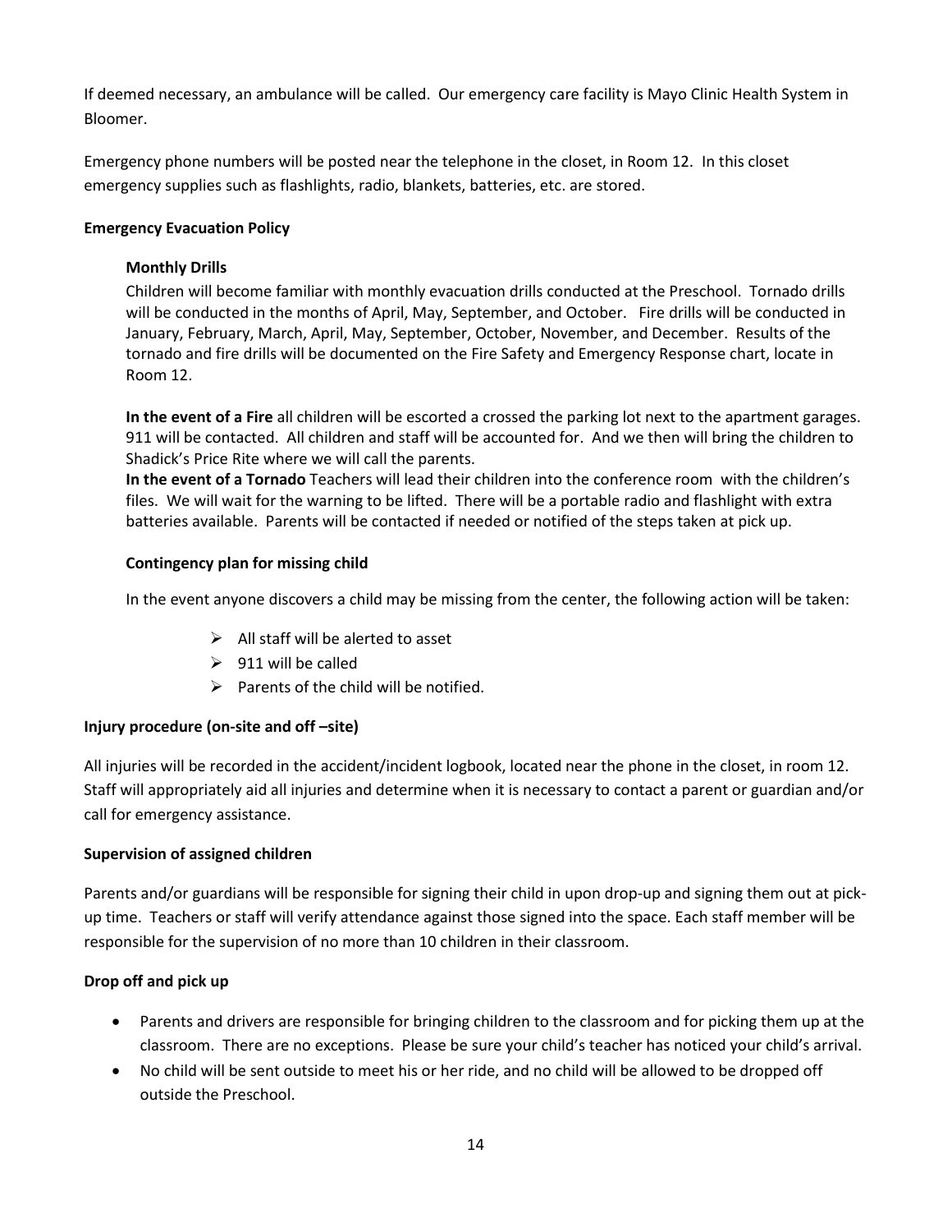If deemed necessary, an ambulance will be called. Our emergency care facility is Mayo Clinic Health System in Bloomer.

Emergency phone numbers will be posted near the telephone in the closet, in Room 12. In this closet emergency supplies such as flashlights, radio, blankets, batteries, etc. are stored.

## Emergency Evacuation Policy

### Monthly Drills

Children will become familiar with monthly evacuation drills conducted at the Preschool. Tornado drills will be conducted in the months of April, May, September, and October. Fire drills will be conducted in January, February, March, April, May, September, October, November, and December. Results of the tornado and fire drills will be documented on the Fire Safety and Emergency Response chart, locate in Room 12.

**In the event of a Fire** all children will be escorted a crossed the parking lot next to the apartment garages. 911 will be contacted. All children and staff will be accounted for. And we then will bring the children to Shadick's Price Rite where we will call the parents.

**In the event of a Tornado** Teachers will lead their children into the conference room with the children's files. We will wait for the warning to be lifted. There will be a portable radio and flashlight with extra batteries available. Parents will be contacted if needed or notified of the steps taken at pick up.

### Contingency plan for missing child

In the event anyone discovers a child may be missing from the center, the following action will be taken:

- All staff will be alerted to asset
- 911 will be called
- Parents of the child will be notified.

## Injury procedure (on-site and off –site)

All injuries will be recorded in the accident/incident logbook, located near the phone in the closet, in room 12. Staff will appropriately aid all injuries and determine when it is necessary to contact a parent or guardian and/or call for emergency assistance.

## Supervision of assigned children

Parents and/or guardians will be responsible for signing their child in upon drop-up and signing them out at pick-up time. Teachers or staff will verify attendance against those signed into the space. Each staff member will be responsible for the supervision of no more than 10 children in their classroom.

## Drop off and pick up

- Parents and drivers are responsible for bringing children to the classroom and for picking them up at the classroom. There are no exceptions. Please be sure your child's teacher has noticed your child's arrival.
- No child will be sent outside to meet his or her ride, and no child will be allowed to be dropped off outside the Preschool.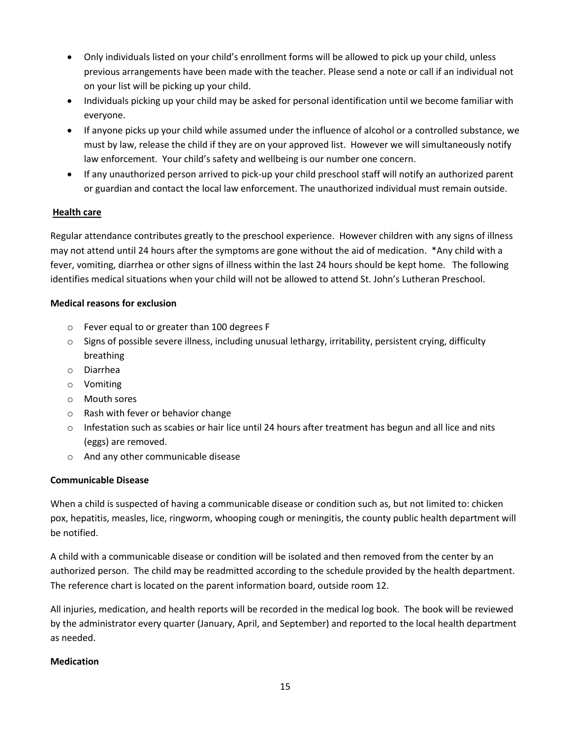- Only individuals listed on your child's enrollment forms will be allowed to pick up your child, unless previous arrangements have been made with the teacher. Please send a note or call if an individual not on your list will be picking up your child.
- Individuals picking up your child may be asked for personal identification until we become familiar with everyone.
- If anyone picks up your child while assumed under the influence of alcohol or a controlled substance, we must by law, release the child if they are on your approved list. However we will simultaneously notify law enforcement. Your child's safety and wellbeing is our number one concern.
- If any unauthorized person arrived to pick-up your child preschool staff will notify an authorized parent or guardian and contact the local law enforcement. The unauthorized individual must remain outside.

## Health care

Regular attendance contributes greatly to the preschool experience. However children with any signs of illness may not attend until 24 hours after the symptoms are gone without the aid of medication. *Any child with a fever, vomiting, diarrhea or other signs of illness within the last 24 hours should be kept home. The following identifies medical situations when your child will not be allowed to attend St. John's Lutheran Preschool.

### Medical reasons for exclusion

- Fever equal to or greater than 100 degrees F
- Signs of possible severe illness, including unusual lethargy, irritability, persistent crying, difficulty breathing
- Diarrhea
- Vomiting
- Mouth sores
- Rash with fever or behavior change
- Infestation such as scabies or hair lice until 24 hours after treatment has begun and all lice and nits (eggs) are removed.
- And any other communicable disease

### Communicable Disease

When a child is suspected of having a communicable disease or condition such as, but not limited to: chicken pox, hepatitis, measles, lice, ringworm, whooping cough or meningitis, the county public health department will be notified.

A child with a communicable disease or condition will be isolated and then removed from the center by an authorized person. The child may be readmitted according to the schedule provided by the health department. The reference chart is located on the parent information board, outside room 12.

All injuries, medication, and health reports will be recorded in the medical log book. The book will be reviewed by the administrator every quarter (January, April, and September) and reported to the local health department as needed.

### Medication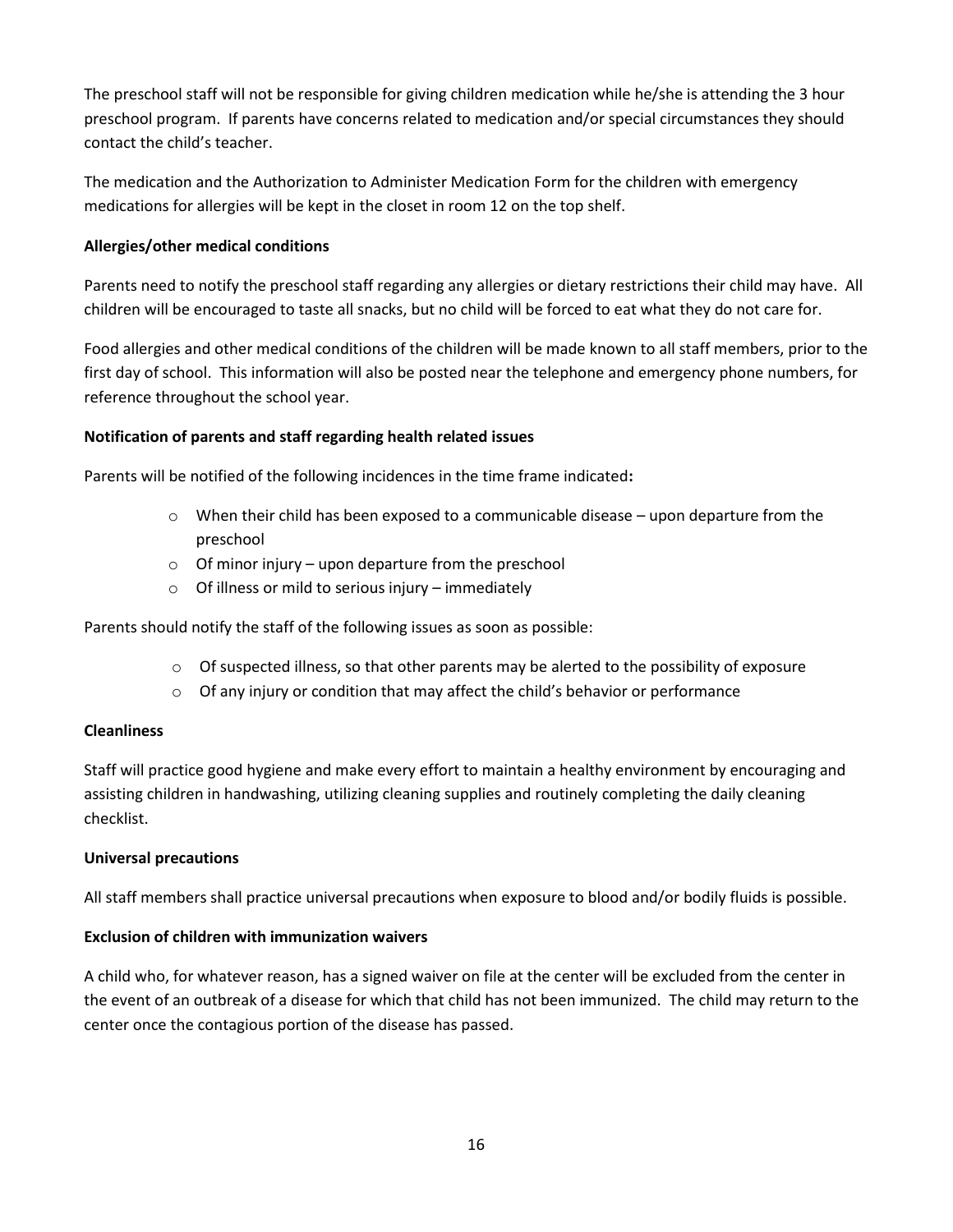The preschool staff will not be responsible for giving children medication while he/she is attending the 3 hour preschool program. If parents have concerns related to medication and/or special circumstances they should contact the child's teacher.

The medication and the Authorization to Administer Medication Form for the children with emergency medications for allergies will be kept in the closet in room 12 on the top shelf.

**Allergies/other medical conditions**

Parents need to notify the preschool staff regarding any allergies or dietary restrictions their child may have. All children will be encouraged to taste all snacks, but no child will be forced to eat what they do not care for.

Food allergies and other medical conditions of the children will be made known to all staff members, prior to the first day of school. This information will also be posted near the telephone and emergency phone numbers, for reference throughout the school year.

**Notification of parents and staff regarding health related issues**

Parents will be notified of the following incidences in the time frame indicated**:**

- When their child has been exposed to a communicable disease – upon departure from the preschool
- Of minor injury – upon departure from the preschool
- Of illness or mild to serious injury – immediately

Parents should notify the staff of the following issues as soon as possible:

- Of suspected illness, so that other parents may be alerted to the possibility of exposure
- Of any injury or condition that may affect the child's behavior or performance

**Cleanliness**

Staff will practice good hygiene and make every effort to maintain a healthy environment by encouraging and assisting children in handwashing, utilizing cleaning supplies and routinely completing the daily cleaning checklist.

**Universal precautions**

All staff members shall practice universal precautions when exposure to blood and/or bodily fluids is possible.

**Exclusion of children with immunization waivers**

A child who, for whatever reason, has a signed waiver on file at the center will be excluded from the center in the event of an outbreak of a disease for which that child has not been immunized. The child may return to the center once the contagious portion of the disease has passed.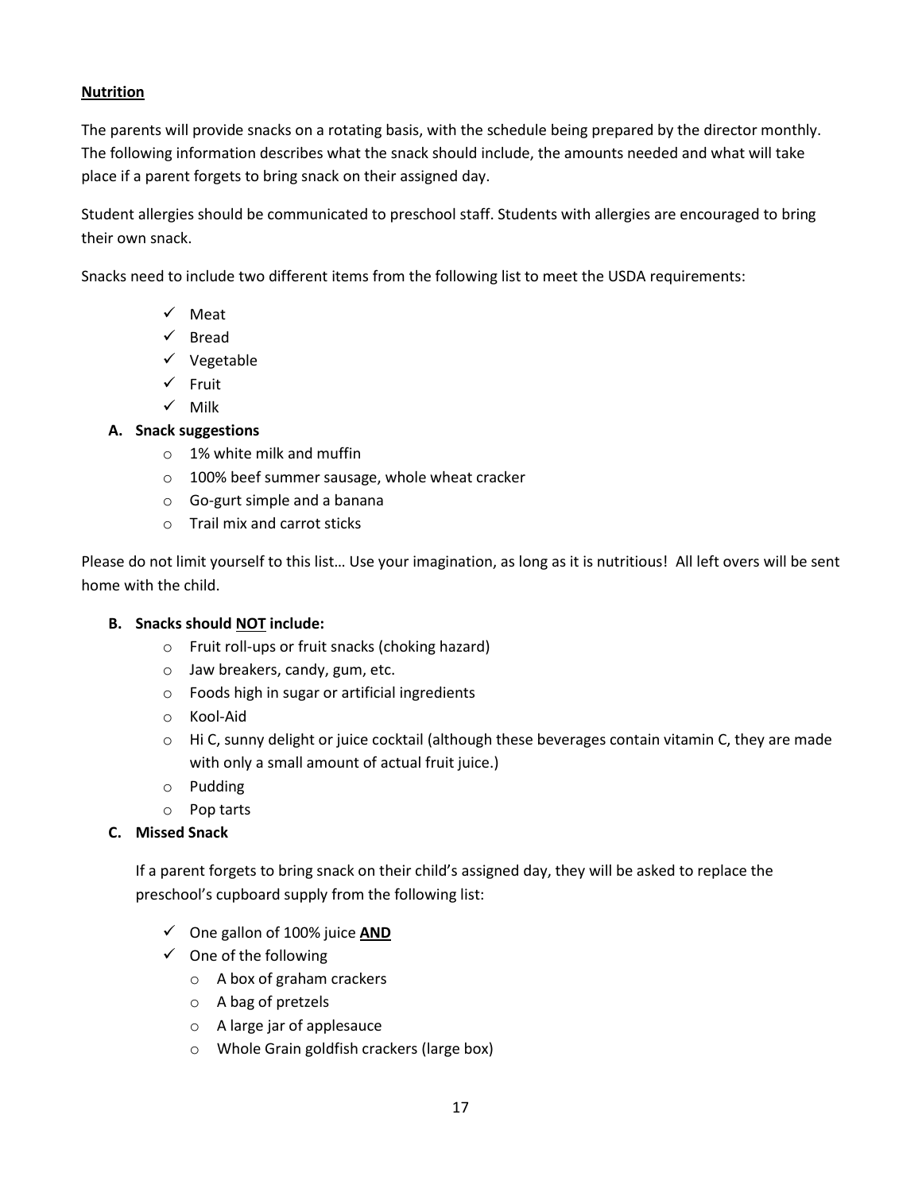**<u>Nutrition</u>**

The parents will provide snacks on a rotating basis, with the schedule being prepared by the director monthly. The following information describes what the snack should include, the amounts needed and what will take place if a parent forgets to bring snack on their assigned day.

Student allergies should be communicated to preschool staff. Students with allergies are encouraged to bring their own snack.

Snacks need to include two different items from the following list to meet the USDA requirements:

- ✓ Meat
- ✓ Bread
- ✓ Vegetable
- ✓ Fruit
- ✓ Milk

**A. Snack suggestions**

- 1% white milk and muffin
- 100% beef summer sausage, whole wheat cracker
- Go-gurt simple and a banana
- Trail mix and carrot sticks

Please do not limit yourself to this list… Use your imagination, as long as it is nutritious! All left overs will be sent home with the child.

**B. Snacks should <u>NOT</u> include:**

- Fruit roll-ups or fruit snacks (choking hazard)
- Jaw breakers, candy, gum, etc.
- Foods high in sugar or artificial ingredients
- Kool-Aid
- Hi C, sunny delight or juice cocktail (although these beverages contain vitamin C, they are made with only a small amount of actual fruit juice.)
- Pudding
- Pop tarts

**C. Missed Snack**

If a parent forgets to bring snack on their child's assigned day, they will be asked to replace the preschool's cupboard supply from the following list:

- ✓ One gallon of 100% juice **<u>AND</u>**
- ✓ One of the following
  - A box of graham crackers
  - A bag of pretzels
  - A large jar of applesauce
  - Whole Grain goldfish crackers (large box)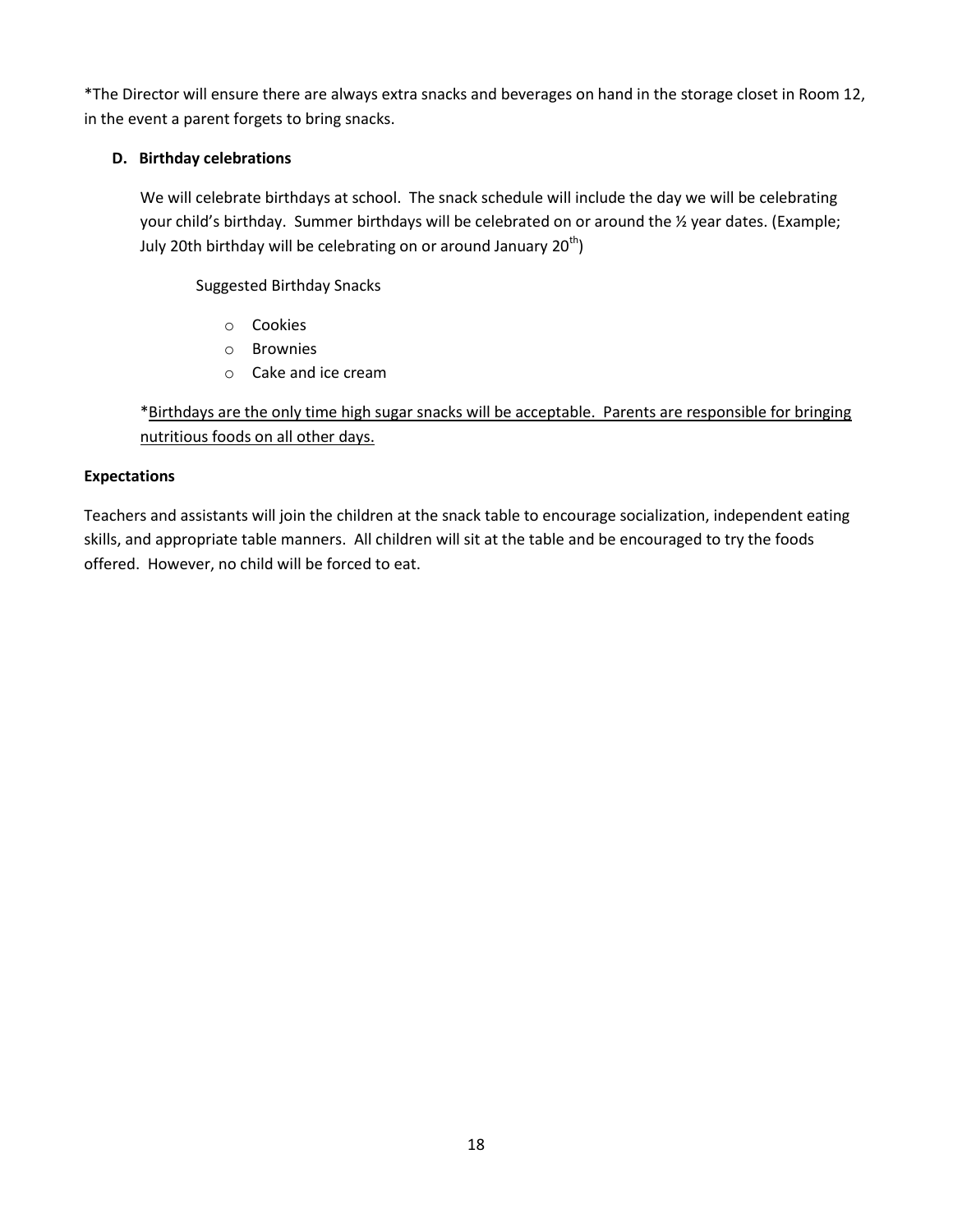*The Director will ensure there are always extra snacks and beverages on hand in the storage closet in Room 12, in the event a parent forgets to bring snacks.

### D. Birthday celebrations

We will celebrate birthdays at school. The snack schedule will include the day we will be celebrating your child's birthday. Summer birthdays will be celebrated on or around the ½ year dates. (Example; July 20th birthday will be celebrating on or around January 20th)

Suggested Birthday Snacks

- Cookies
- Brownies
- Cake and ice cream

*Birthdays are the only time high sugar snacks will be acceptable. Parents are responsible for bringing nutritious foods on all other days.

### Expectations

Teachers and assistants will join the children at the snack table to encourage socialization, independent eating skills, and appropriate table manners. All children will sit at the table and be encouraged to try the foods offered. However, no child will be forced to eat.